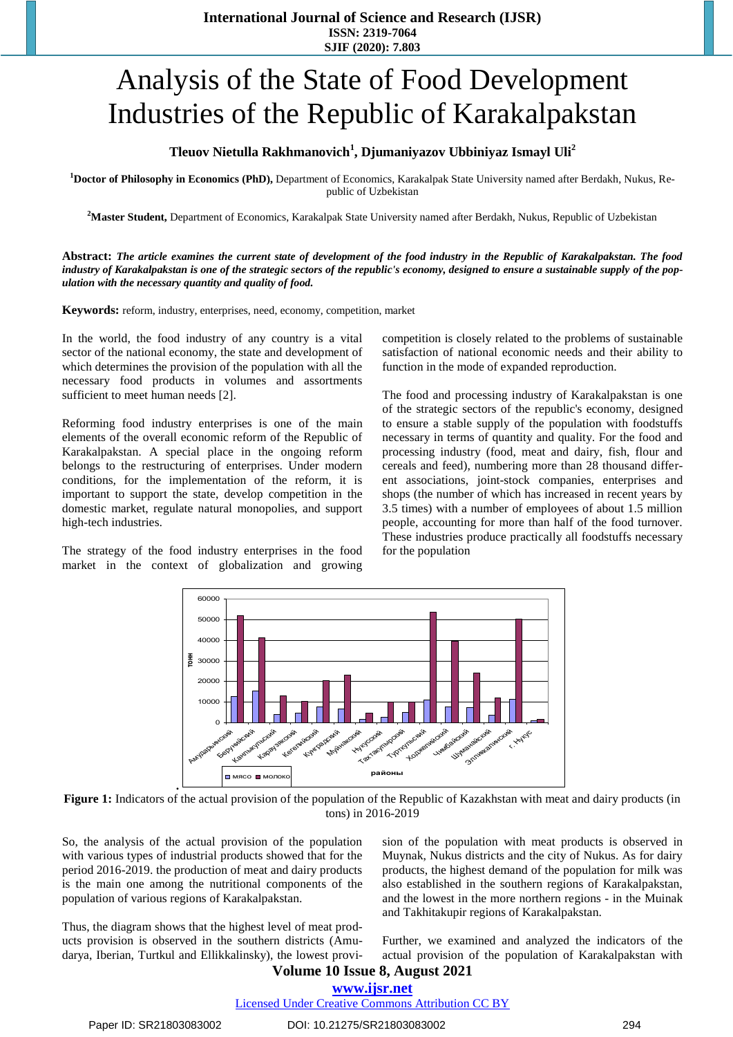# Analysis of the State of Food Development Industries of the Republic of Karakalpakstan

**Tleuov Nietulla Rakhmanovich[1], Djumaniyazov Ubbiniyaz Ismayl Uli[2]**

[1]**Doctor of Philosophy in Economics (PhD),** Department of Economics, Karakalpak State University named after Berdakh, Nukus, Republic of Uzbekistan

[2]**Master Student,** Department of Economics, Karakalpak State University named after Berdakh, Nukus, Republic of Uzbekistan

**Abstract:** ***The article examines the current state of development of the food industry in the Republic of Karakalpakstan. The food industry of Karakalpakstan is one of the strategic sectors of the republic's economy, designed to ensure a sustainable supply of the population with the necessary quantity and quality of food.***

**Keywords:** reform, industry, enterprises, need, economy, competition, market

In the world, the food industry of any country is a vital sector of the national economy, the state and development of which determines the provision of the population with all the necessary food products in volumes and assortments sufficient to meet human needs [2].

Reforming food industry enterprises is one of the main elements of the overall economic reform of the Republic of Karakalpakstan. A special place in the ongoing reform belongs to the restructuring of enterprises. Under modern conditions, for the implementation of the reform, it is important to support the state, develop competition in the domestic market, regulate natural monopolies, and support high-tech industries.

The strategy of the food industry enterprises in the food market in the context of globalization and growing competition is closely related to the problems of sustainable satisfaction of national economic needs and their ability to function in the mode of expanded reproduction.

The food and processing industry of Karakalpakstan is one of the strategic sectors of the republic's economy, designed to ensure a stable supply of the population with foodstuffs necessary in terms of quantity and quality. For the food and processing industry (food, meat and dairy, fish, flour and cereals and feed), numbering more than 28 thousand different associations, joint-stock companies, enterprises and shops (the number of which has increased in recent years by 3.5 times) with a number of employees of about 1.5 million people, accounting for more than half of the food turnover. These industries produce practically all foodstuffs necessary for the population

**Figure 1:** Indicators of the actual provision of the population of the Republic of Kazakhstan with meat and dairy products (in tons) in 2016-2019

So, the analysis of the actual provision of the population with various types of industrial products showed that for the period 2016-2019. the production of meat and dairy products is the main one among the nutritional components of the population of various regions of Karakalpakstan.

Thus, the diagram shows that the highest level of meat products provision is observed in the southern districts (Amudarya, Iberian, Turtkul and Ellikkalinsky), the lowest provision of the population with meat products is observed in Muynak, Nukus districts and the city of Nukus. As for dairy products, the highest demand of the population for milk was also established in the southern regions of Karakalpakstan, and the lowest in the more northern regions - in the Muinak and Takhitakupir regions of Karakalpakstan.

Further, we examined and analyzed the indicators of the actual provision of the population of Karakalpakstan with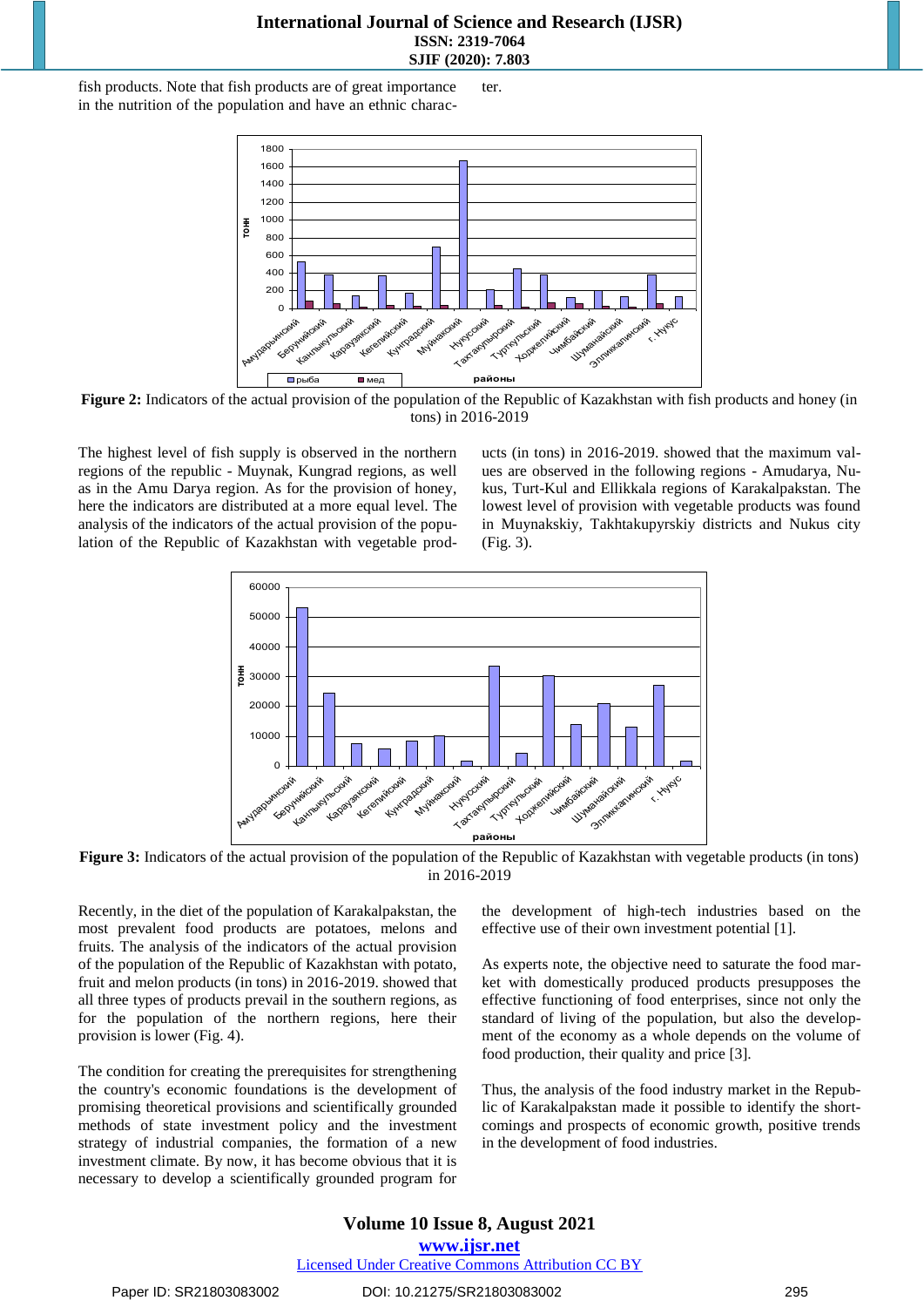fish products. Note that fish products are of great importance in the nutrition of the population and have an ethnic character.

**Figure 2:** Indicators of the actual provision of the population of the Republic of Kazakhstan with fish products and honey (in tons) in 2016-2019

The highest level of fish supply is observed in the northern regions of the republic - Muynak, Kungrad regions, as well as in the Amu Darya region. As for the provision of honey, here the indicators are distributed at a more equal level. The analysis of the indicators of the actual provision of the population of the Republic of Kazakhstan with vegetable products (in tons) in 2016-2019. showed that the maximum values are observed in the following regions - Amudarya, Nukus, Turt-Kul and Ellikkala regions of Karakalpakstan. The lowest level of provision with vegetable products was found in Muynakskiy, Takhtakupyrskiy districts and Nukus city (Fig. 3).

**Figure 3:** Indicators of the actual provision of the population of the Republic of Kazakhstan with vegetable products (in tons) in 2016-2019

Recently, in the diet of the population of Karakalpakstan, the most prevalent food products are potatoes, melons and fruits. The analysis of the indicators of the actual provision of the population of the Republic of Kazakhstan with potato, fruit and melon products (in tons) in 2016-2019. showed that all three types of products prevail in the southern regions, as for the population of the northern regions, here their provision is lower (Fig. 4).

The condition for creating the prerequisites for strengthening the country's economic foundations is the development of promising theoretical provisions and scientifically grounded methods of state investment policy and the investment strategy of industrial companies, the formation of a new investment climate. By now, it has become obvious that it is necessary to develop a scientifically grounded program for the development of high-tech industries based on the effective use of their own investment potential [1].

As experts note, the objective need to saturate the food market with domestically produced products presupposes the effective functioning of food enterprises, since not only the standard of living of the population, but also the development of the economy as a whole depends on the volume of food production, their quality and price [3].

Thus, the analysis of the food industry market in the Republic of Karakalpakstan made it possible to identify the shortcomings and prospects of economic growth, positive trends in the development of food industries.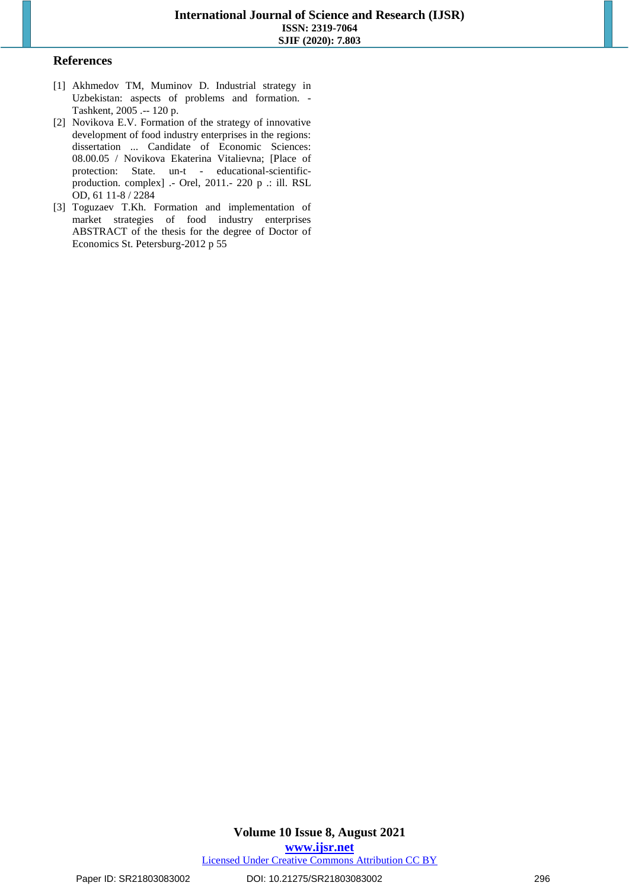## References

[1] Akhmedov TM, Muminov D. Industrial strategy in Uzbekistan: aspects of problems and formation. - Tashkent, 2005 .-- 120 p.

[2] Novikova E.V. Formation of the strategy of innovative development of food industry enterprises in the regions: dissertation ... Candidate of Economic Sciences: 08.00.05 / Novikova Ekaterina Vitalievna; [Place of protection: State. un-t - educational-scientific-production. complex] .- Orel, 2011.- 220 p .: ill. RSL OD, 61 11-8 / 2284

[3] Toguzaev T.Kh. Formation and implementation of market strategies of food industry enterprises ABSTRACT of the thesis for the degree of Doctor of Economics St. Petersburg-2012 p 55